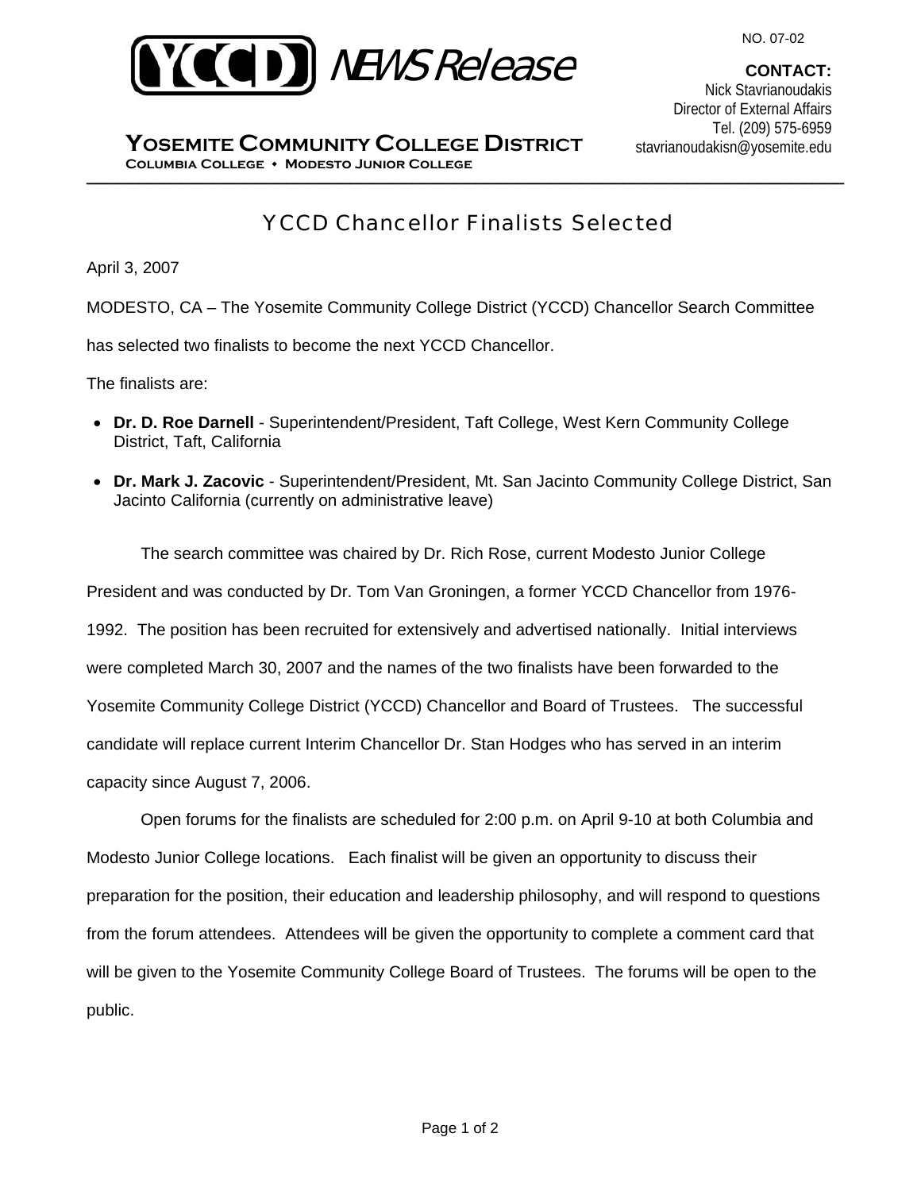NO. 07-02

YCCD NEWS Release

**YOSEMITE COMMUNITY COLLEGE DISTRICT**
**COLUMBIA COLLEGE • MODESTO JUNIOR COLLEGE**

**CONTACT:**
Nick Stavrianoudakis
Director of External Affairs
Tel. (209) 575-6959
stavrianoudakisn@yosemite.edu

# YCCD Chancellor Finalists Selected

April 3, 2007

MODESTO, CA – The Yosemite Community College District (YCCD) Chancellor Search Committee has selected two finalists to become the next YCCD Chancellor.

The finalists are:

- **Dr. D. Roe Darnell** - Superintendent/President, Taft College, West Kern Community College District, Taft, California
- **Dr. Mark J. Zacovic** - Superintendent/President, Mt. San Jacinto Community College District, San Jacinto California (currently on administrative leave)

The search committee was chaired by Dr. Rich Rose, current Modesto Junior College President and was conducted by Dr. Tom Van Groningen, a former YCCD Chancellor from 1976-1992. The position has been recruited for extensively and advertised nationally. Initial interviews were completed March 30, 2007 and the names of the two finalists have been forwarded to the Yosemite Community College District (YCCD) Chancellor and Board of Trustees. The successful candidate will replace current Interim Chancellor Dr. Stan Hodges who has served in an interim capacity since August 7, 2006.

Open forums for the finalists are scheduled for 2:00 p.m. on April 9-10 at both Columbia and Modesto Junior College locations. Each finalist will be given an opportunity to discuss their preparation for the position, their education and leadership philosophy, and will respond to questions from the forum attendees. Attendees will be given the opportunity to complete a comment card that will be given to the Yosemite Community College Board of Trustees. The forums will be open to the public.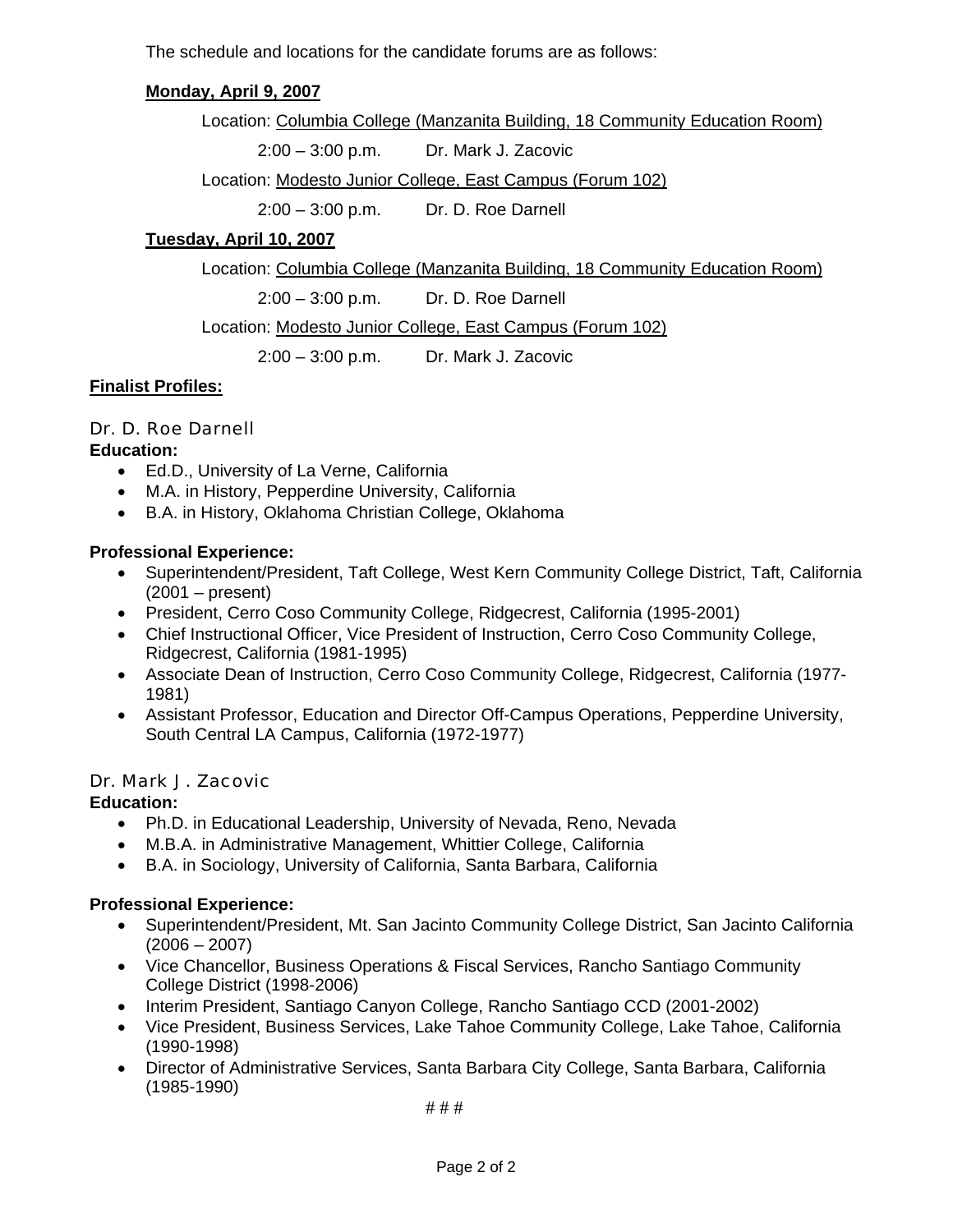The schedule and locations for the candidate forums are as follows:

**Monday, April 9, 2007**

Location: Columbia College (Manzanita Building, 18 Community Education Room)

2:00 – 3:00 p.m. Dr. Mark J. Zacovic

Location: Modesto Junior College, East Campus (Forum 102)

2:00 – 3:00 p.m. Dr. D. Roe Darnell

**Tuesday, April 10, 2007**

Location: Columbia College (Manzanita Building, 18 Community Education Room)

2:00 – 3:00 p.m. Dr. D. Roe Darnell

Location: Modesto Junior College, East Campus (Forum 102)

2:00 – 3:00 p.m. Dr. Mark J. Zacovic

**Finalist Profiles:**

### Dr. D. Roe Darnell

**Education:**

- Ed.D., University of La Verne, California
- M.A. in History, Pepperdine University, California
- B.A. in History, Oklahoma Christian College, Oklahoma

**Professional Experience:**

- Superintendent/President, Taft College, West Kern Community College District, Taft, California (2001 – present)
- President, Cerro Coso Community College, Ridgecrest, California (1995-2001)
- Chief Instructional Officer, Vice President of Instruction, Cerro Coso Community College, Ridgecrest, California (1981-1995)
- Associate Dean of Instruction, Cerro Coso Community College, Ridgecrest, California (1977-1981)
- Assistant Professor, Education and Director Off-Campus Operations, Pepperdine University, South Central LA Campus, California (1972-1977)

### Dr. Mark J. Zacovic

**Education:**

- Ph.D. in Educational Leadership, University of Nevada, Reno, Nevada
- M.B.A. in Administrative Management, Whittier College, California
- B.A. in Sociology, University of California, Santa Barbara, California

**Professional Experience:**

- Superintendent/President, Mt. San Jacinto Community College District, San Jacinto California (2006 – 2007)
- Vice Chancellor, Business Operations & Fiscal Services, Rancho Santiago Community College District (1998-2006)
- Interim President, Santiago Canyon College, Rancho Santiago CCD (2001-2002)
- Vice President, Business Services, Lake Tahoe Community College, Lake Tahoe, California (1990-1998)
- Director of Administrative Services, Santa Barbara City College, Santa Barbara, California (1985-1990)

# # #